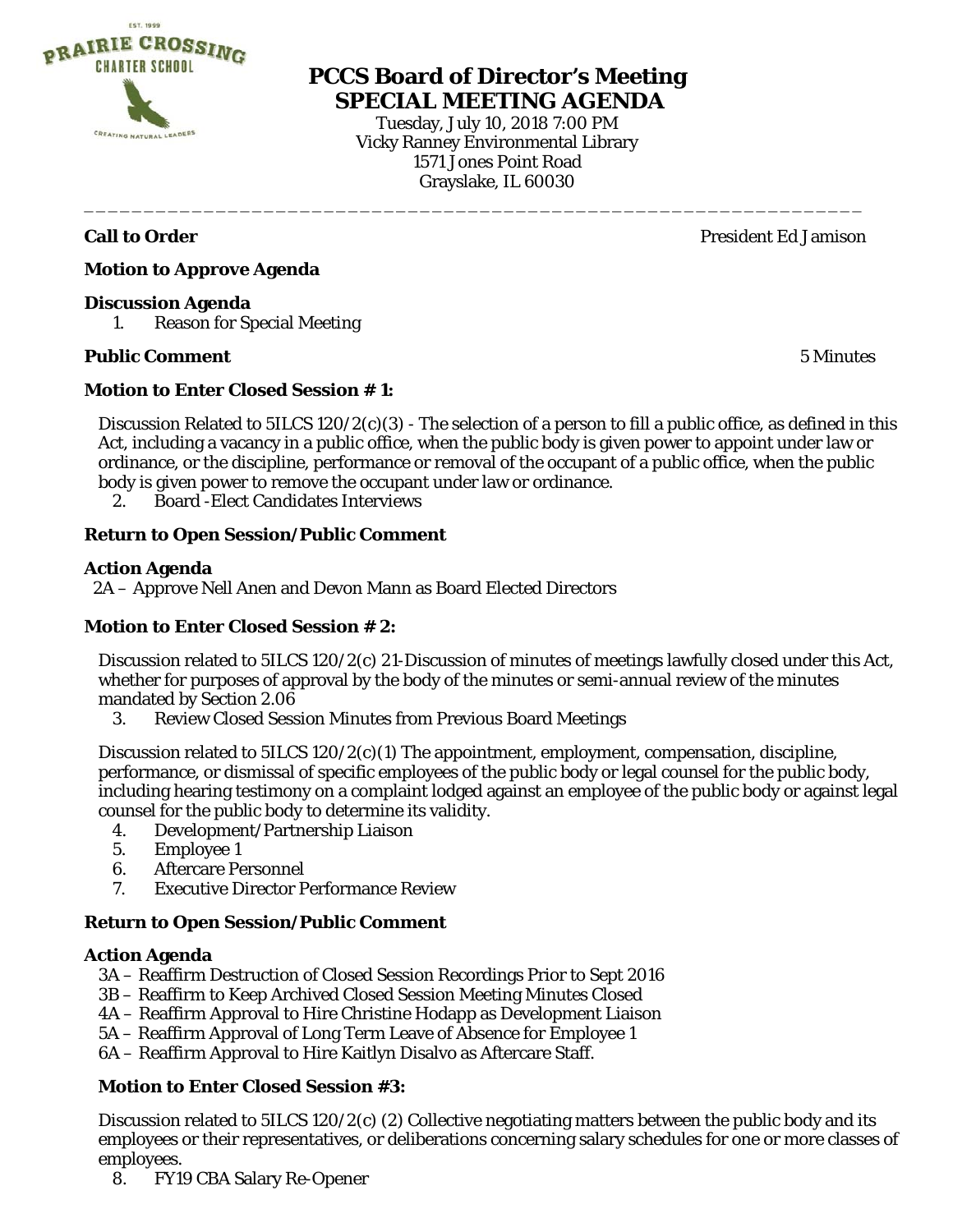# PCCS Board of Director's Meeting
## SPECIAL MEETING AGENDA

Tuesday, July 10, 2018 7:00 PM
Vicky Ranney Environmental Library
1571 Jones Point Road
Grayslake, IL 60030

---

**Call to Order** — President Ed Jamison

**Motion to Approve Agenda**

**Discussion Agenda**

1. Reason for Special Meeting

**Public Comment** — 5 Minutes

**Motion to Enter Closed Session # 1:**

Discussion Related to 5ILCS 120/2(c)(3) - The selection of a person to fill a public office, as defined in this Act, including a vacancy in a public office, when the public body is given power to appoint under law or ordinance, or the discipline, performance or removal of the occupant of a public office, when the public body is given power to remove the occupant under law or ordinance.

2. Board -Elect Candidates Interviews

**Return to Open Session/Public Comment**

**Action Agenda**

2A – Approve Nell Anen and Devon Mann as Board Elected Directors

**Motion to Enter Closed Session # 2:**

Discussion related to 5ILCS 120/2(c) 21-Discussion of minutes of meetings lawfully closed under this Act, whether for purposes of approval by the body of the minutes or semi-annual review of the minutes mandated by Section 2.06

3. Review Closed Session Minutes from Previous Board Meetings

Discussion related to 5ILCS 120/2(c)(1) The appointment, employment, compensation, discipline, performance, or dismissal of specific employees of the public body or legal counsel for the public body, including hearing testimony on a complaint lodged against an employee of the public body or against legal counsel for the public body to determine its validity.

4. Development/Partnership Liaison
5. Employee 1
6. Aftercare Personnel
7. Executive Director Performance Review

**Return to Open Session/Public Comment**

**Action Agenda**

3A – Reaffirm Destruction of Closed Session Recordings Prior to Sept 2016
3B – Reaffirm to Keep Archived Closed Session Meeting Minutes Closed
4A – Reaffirm Approval to Hire Christine Hodapp as Development Liaison
5A – Reaffirm Approval of Long Term Leave of Absence for Employee 1
6A – Reaffirm Approval to Hire Kaitlyn Disalvo as Aftercare Staff.

**Motion to Enter Closed Session #3:**

Discussion related to 5ILCS 120/2(c) (2) Collective negotiating matters between the public body and its employees or their representatives, or deliberations concerning salary schedules for one or more classes of employees.

8. FY19 CBA Salary Re-Opener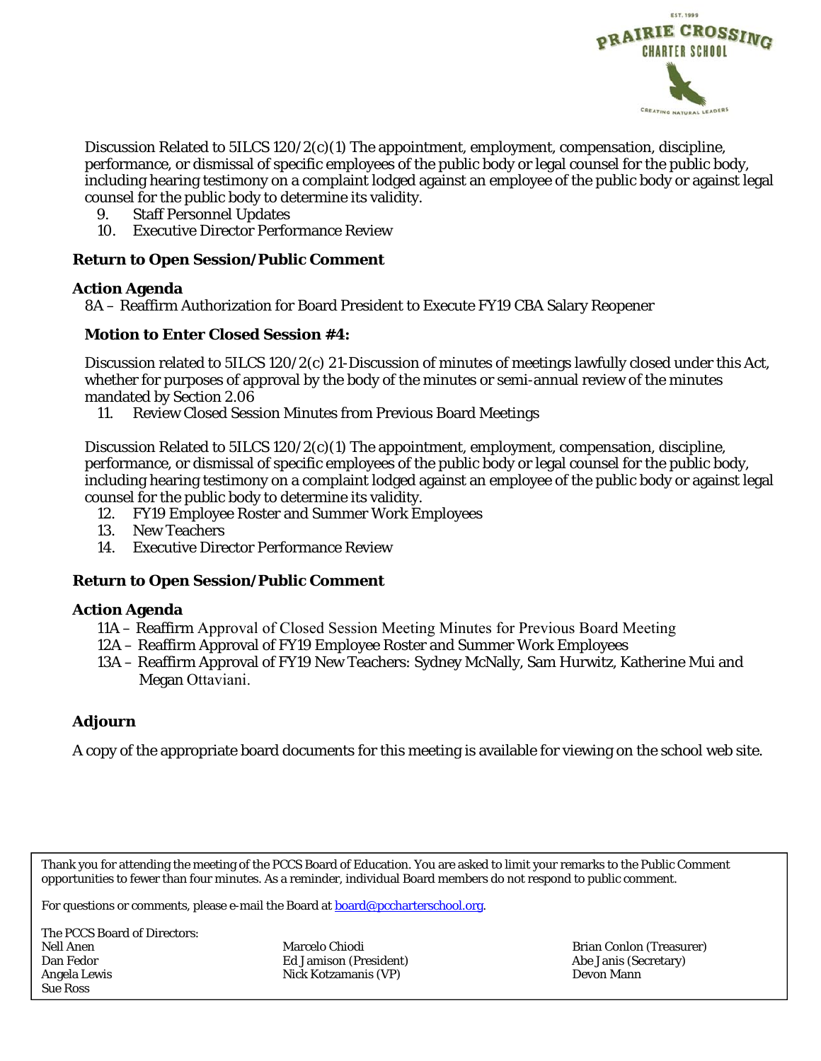Discussion Related to 5ILCS 120/2(c)(1) The appointment, employment, compensation, discipline, performance, or dismissal of specific employees of the public body or legal counsel for the public body, including hearing testimony on a complaint lodged against an employee of the public body or against legal counsel for the public body to determine its validity.

9. Staff Personnel Updates
10. Executive Director Performance Review

**Return to Open Session/Public Comment**

**Action Agenda**

8A – Reaffirm Authorization for Board President to Execute FY19 CBA Salary Reopener

**Motion to Enter Closed Session #4:**

Discussion related to 5ILCS 120/2(c) 21-Discussion of minutes of meetings lawfully closed under this Act, whether for purposes of approval by the body of the minutes or semi-annual review of the minutes mandated by Section 2.06

11. Review Closed Session Minutes from Previous Board Meetings

Discussion Related to 5ILCS 120/2(c)(1) The appointment, employment, compensation, discipline, performance, or dismissal of specific employees of the public body or legal counsel for the public body, including hearing testimony on a complaint lodged against an employee of the public body or against legal counsel for the public body to determine its validity.

12. FY19 Employee Roster and Summer Work Employees
13. New Teachers
14. Executive Director Performance Review

**Return to Open Session/Public Comment**

**Action Agenda**

11A – Reaffirm Approval of Closed Session Meeting Minutes for Previous Board Meeting
12A – Reaffirm Approval of FY19 Employee Roster and Summer Work Employees
13A – Reaffirm Approval of FY19 New Teachers: Sydney McNally, Sam Hurwitz, Katherine Mui and Megan Ottaviani.

**Adjourn**

A copy of the appropriate board documents for this meeting is available for viewing on the school web site.

Thank you for attending the meeting of the PCCS Board of Education. You are asked to limit your remarks to the Public Comment opportunities to fewer than four minutes. As a reminder, individual Board members do not respond to public comment.

For questions or comments, please e-mail the Board at board@pccharterschool.org.

The PCCS Board of Directors:

Nell Anen
Dan Fedor
Angela Lewis
Sue Ross
Marcelo Chiodi
Ed Jamison (President)
Nick Kotzamanis (VP)
Brian Conlon (Treasurer)
Abe Janis (Secretary)
Devon Mann